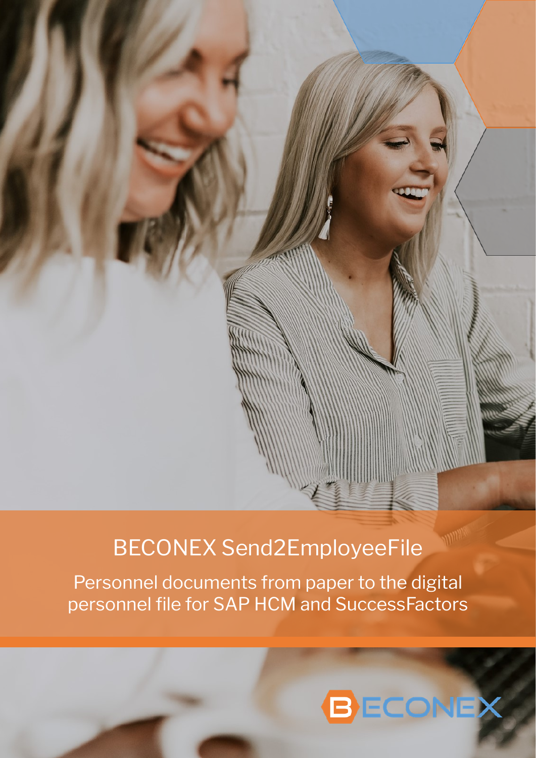# BECONEX Send2EmployeeFile

Personnel documents from paper to the digital personnel file for SAP HCM and SuccessFactors

BECONEX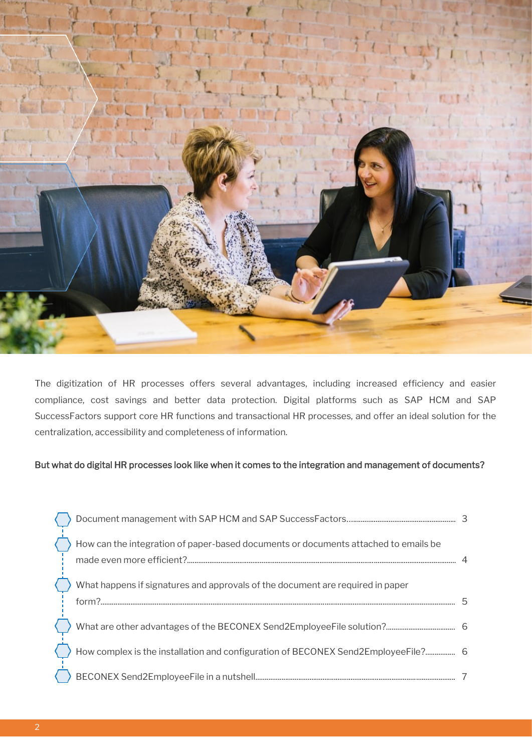The digitization of HR processes offers several advantages, including increased efficiency and easier compliance, cost savings and better data protection. Digital platforms such as SAP HCM and SAP SuccessFactors support core HR functions and transactional HR processes, and offer an ideal solution for the centralization, accessibility and completeness of information.

**But what do digital HR processes look like when it comes to the integration and management of documents?**

- Document management with SAP HCM and SAP SuccessFactors ........ 3
- How can the integration of paper-based documents or documents attached to emails be made even more efficient? ........ 4
- What happens if signatures and approvals of the document are required in paper form? ........ 5
- What are other advantages of the BECONEX Send2EmployeeFile solution? ........ 6
- How complex is the installation and configuration of BECONEX Send2EmployeeFile? ........ 6
- BECONEX Send2EmployeeFile in a nutshell ........ 7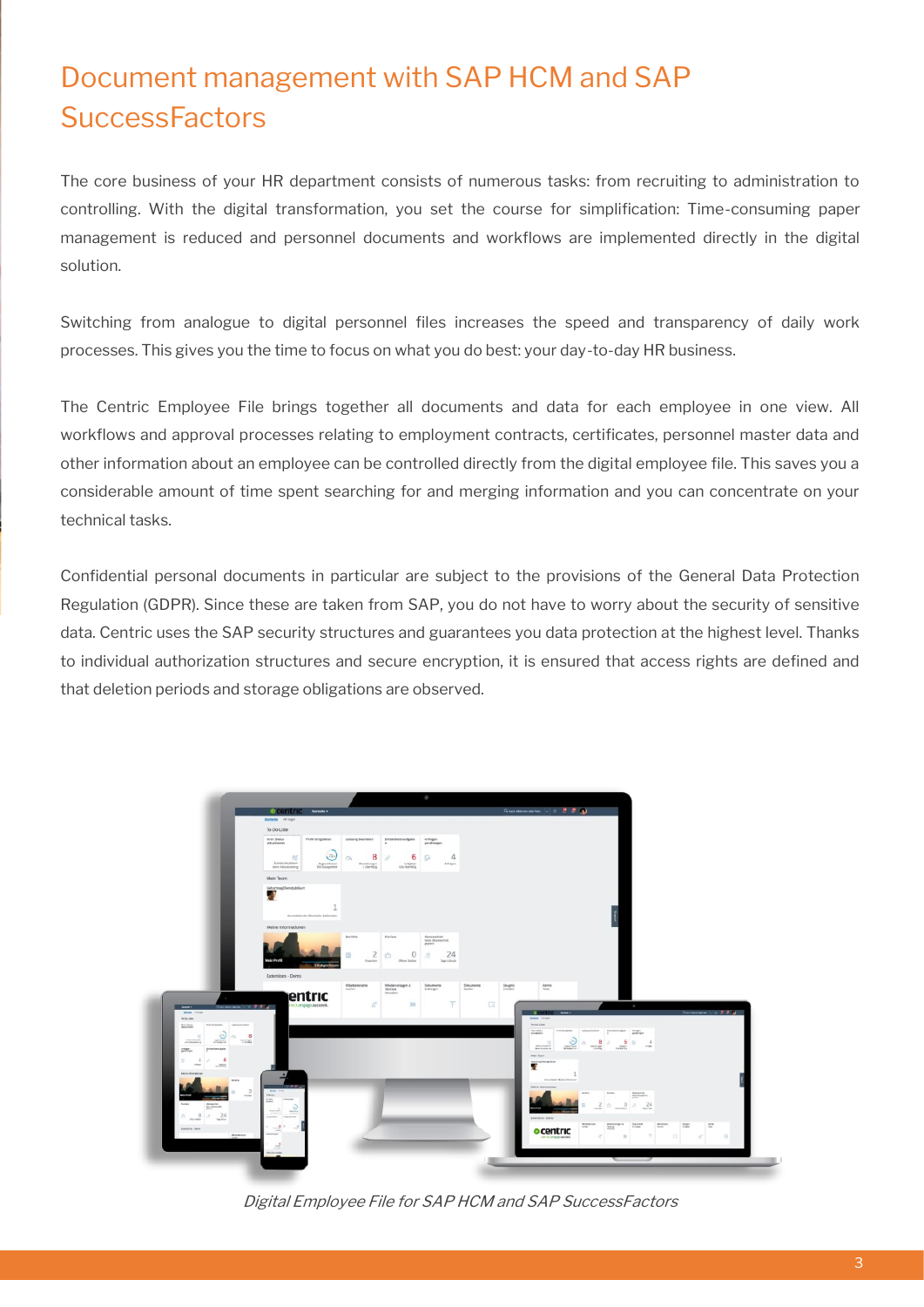# Document management with SAP HCM and SAP SuccessFactors

The core business of your HR department consists of numerous tasks: from recruiting to administration to controlling. With the digital transformation, you set the course for simplification: Time-consuming paper management is reduced and personnel documents and workflows are implemented directly in the digital solution.

Switching from analogue to digital personnel files increases the speed and transparency of daily work processes. This gives you the time to focus on what you do best: your day-to-day HR business.

The Centric Employee File brings together all documents and data for each employee in one view. All workflows and approval processes relating to employment contracts, certificates, personnel master data and other information about an employee can be controlled directly from the digital employee file. This saves you a considerable amount of time spent searching for and merging information and you can concentrate on your technical tasks.

Confidential personal documents in particular are subject to the provisions of the General Data Protection Regulation (GDPR). Since these are taken from SAP, you do not have to worry about the security of sensitive data. Centric uses the SAP security structures and guarantees you data protection at the highest level. Thanks to individual authorization structures and secure encryption, it is ensured that access rights are defined and that deletion periods and storage obligations are observed.

*Digital Employee File for SAP HCM and SAP SuccessFactors*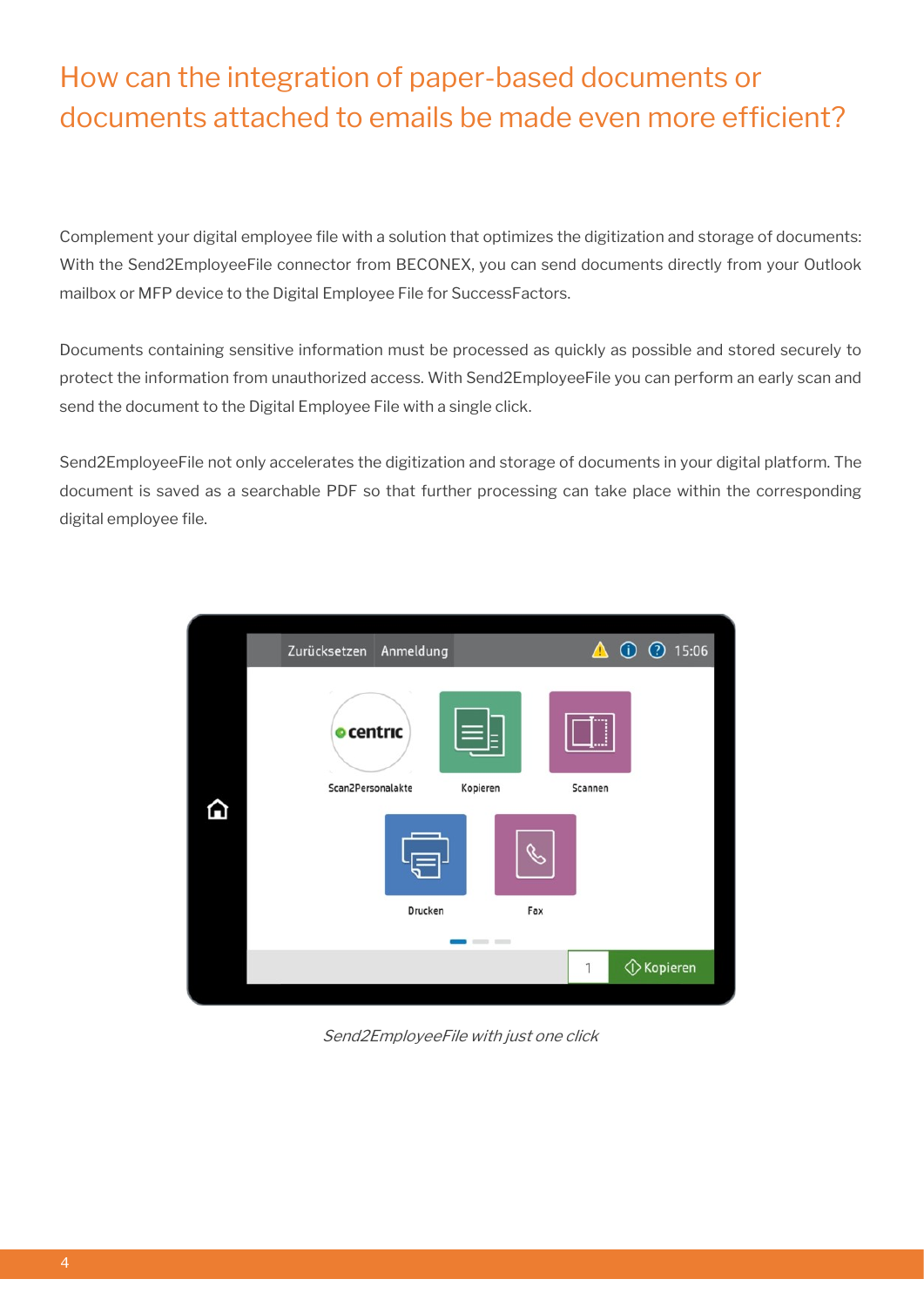# How can the integration of paper-based documents or documents attached to emails be made even more efficient?

Complement your digital employee file with a solution that optimizes the digitization and storage of documents: With the Send2EmployeeFile connector from BECONEX, you can send documents directly from your Outlook mailbox or MFP device to the Digital Employee File for SuccessFactors.

Documents containing sensitive information must be processed as quickly as possible and stored securely to protect the information from unauthorized access. With Send2EmployeeFile you can perform an early scan and send the document to the Digital Employee File with a single click.

Send2EmployeeFile not only accelerates the digitization and storage of documents in your digital platform. The document is saved as a searchable PDF so that further processing can take place within the corresponding digital employee file.

*Send2EmployeeFile with just one click*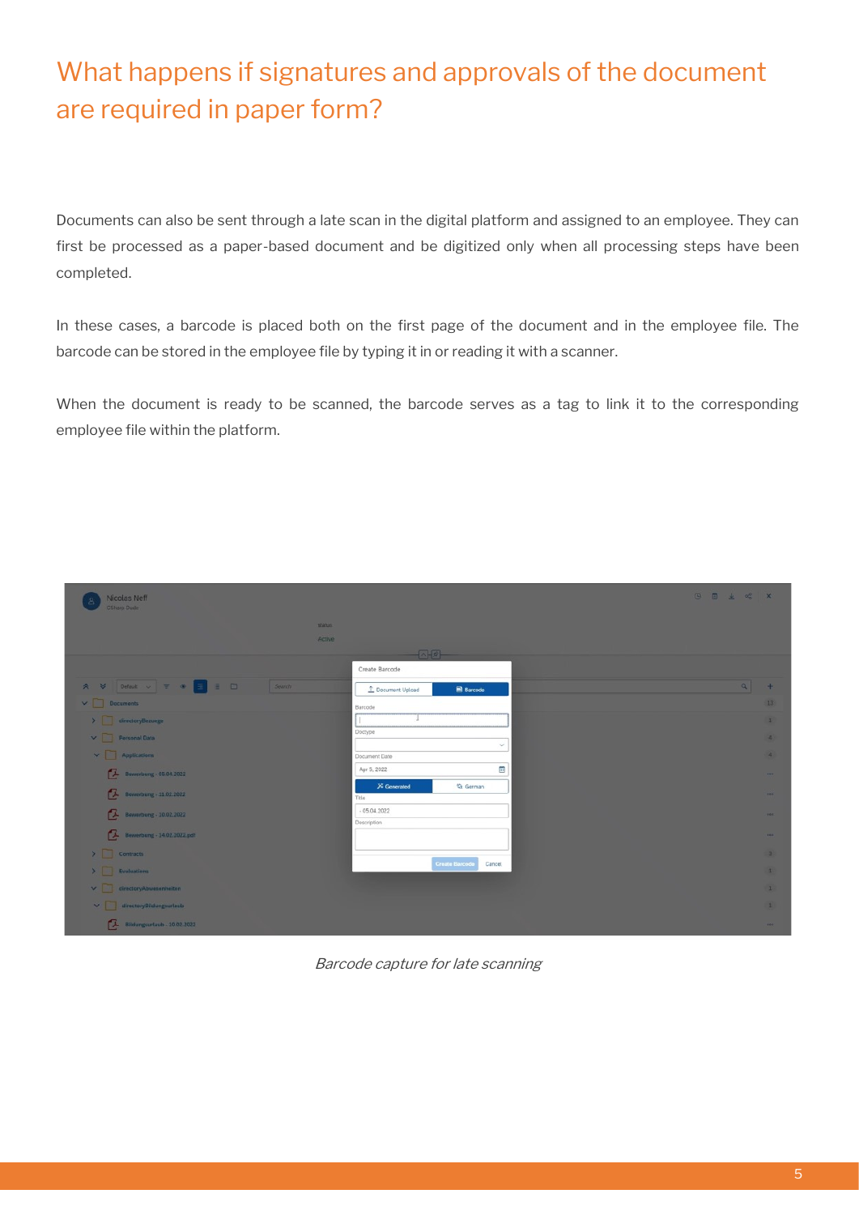# What happens if signatures and approvals of the document are required in paper form?

Documents can also be sent through a late scan in the digital platform and assigned to an employee. They can first be processed as a paper-based document and be digitized only when all processing steps have been completed.

In these cases, a barcode is placed both on the first page of the document and in the employee file. The barcode can be stored in the employee file by typing it in or reading it with a scanner.

When the document is ready to be scanned, the barcode serves as a tag to link it to the corresponding employee file within the platform.

*Barcode capture for late scanning*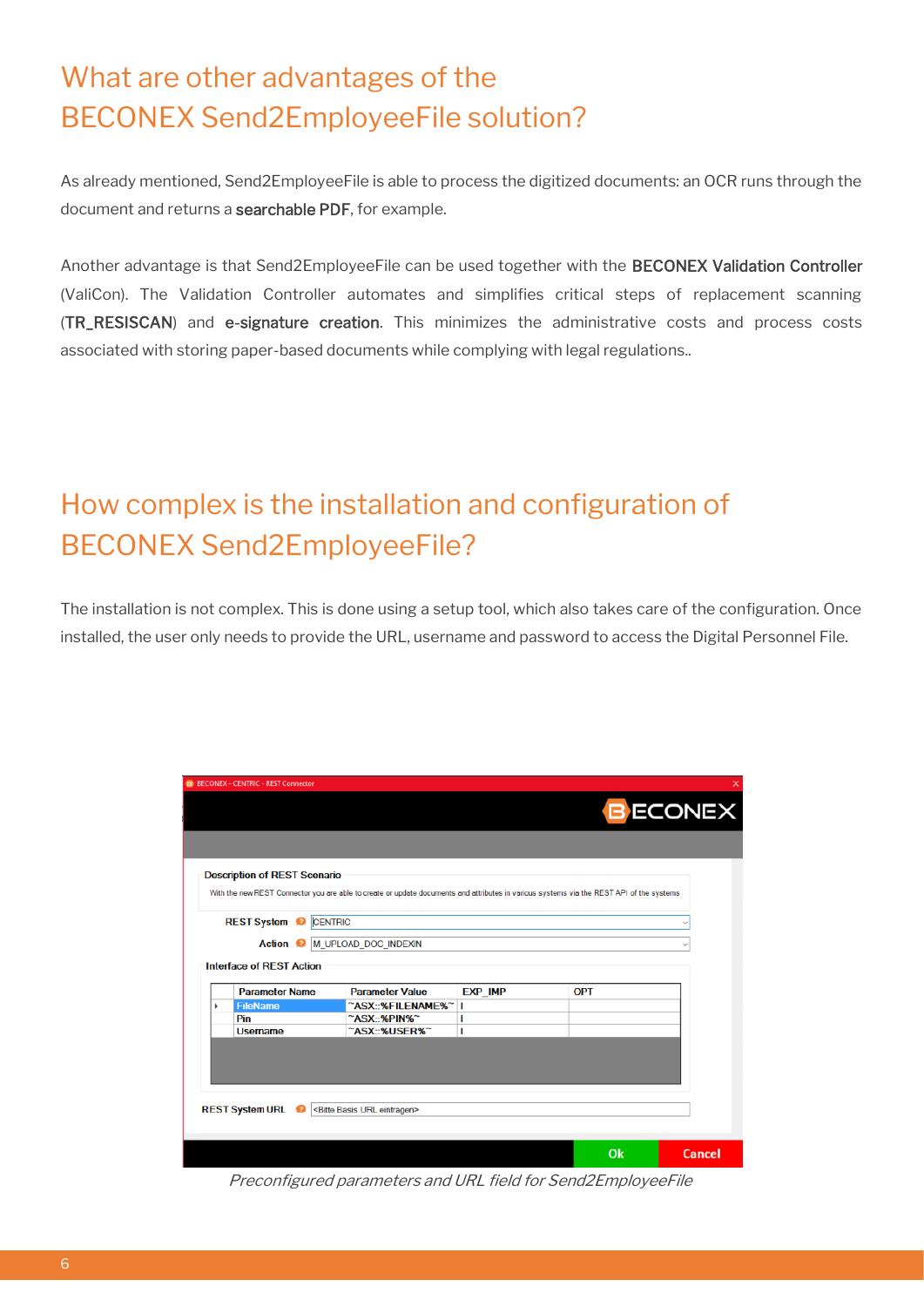## What are other advantages of the BECONEX Send2EmployeeFile solution?

As already mentioned, Send2EmployeeFile is able to process the digitized documents: an OCR runs through the document and returns a **searchable PDF**, for example.

Another advantage is that Send2EmployeeFile can be used together with the **BECONEX Validation Controller** (ValiCon). The Validation Controller automates and simplifies critical steps of replacement scanning (**TR_RESISCAN**) and **e-signature creation**. This minimizes the administrative costs and process costs associated with storing paper-based documents while complying with legal regulations..

## How complex is the installation and configuration of BECONEX Send2EmployeeFile?

The installation is not complex. This is done using a setup tool, which also takes care of the configuration. Once installed, the user only needs to provide the URL, username and password to access the Digital Personnel File.

*Preconfigured parameters and URL field for Send2EmployeeFile*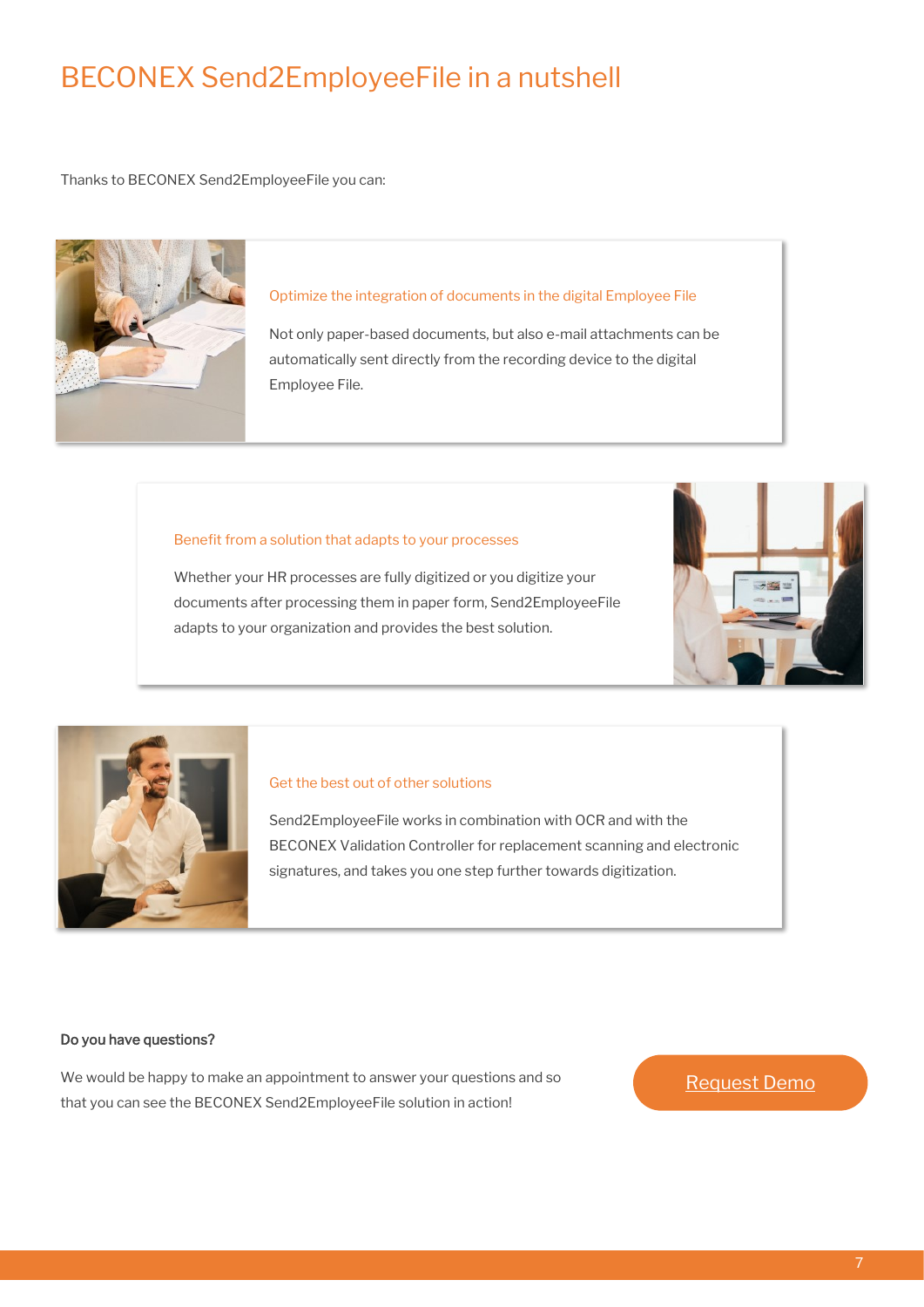# BECONEX Send2EmployeeFile in a nutshell

Thanks to BECONEX Send2EmployeeFile you can:

### Optimize the integration of documents in the digital Employee File

Not only paper-based documents, but also e-mail attachments can be automatically sent directly from the recording device to the digital Employee File.

### Benefit from a solution that adapts to your processes

Whether your HR processes are fully digitized or you digitize your documents after processing them in paper form, Send2EmployeeFile adapts to your organization and provides the best solution.

### Get the best out of other solutions

Send2EmployeeFile works in combination with OCR and with the BECONEX Validation Controller for replacement scanning and electronic signatures, and takes you one step further towards digitization.

**Do you have questions?**

We would be happy to make an appointment to answer your questions and so that you can see the BECONEX Send2EmployeeFile solution in action!

Request Demo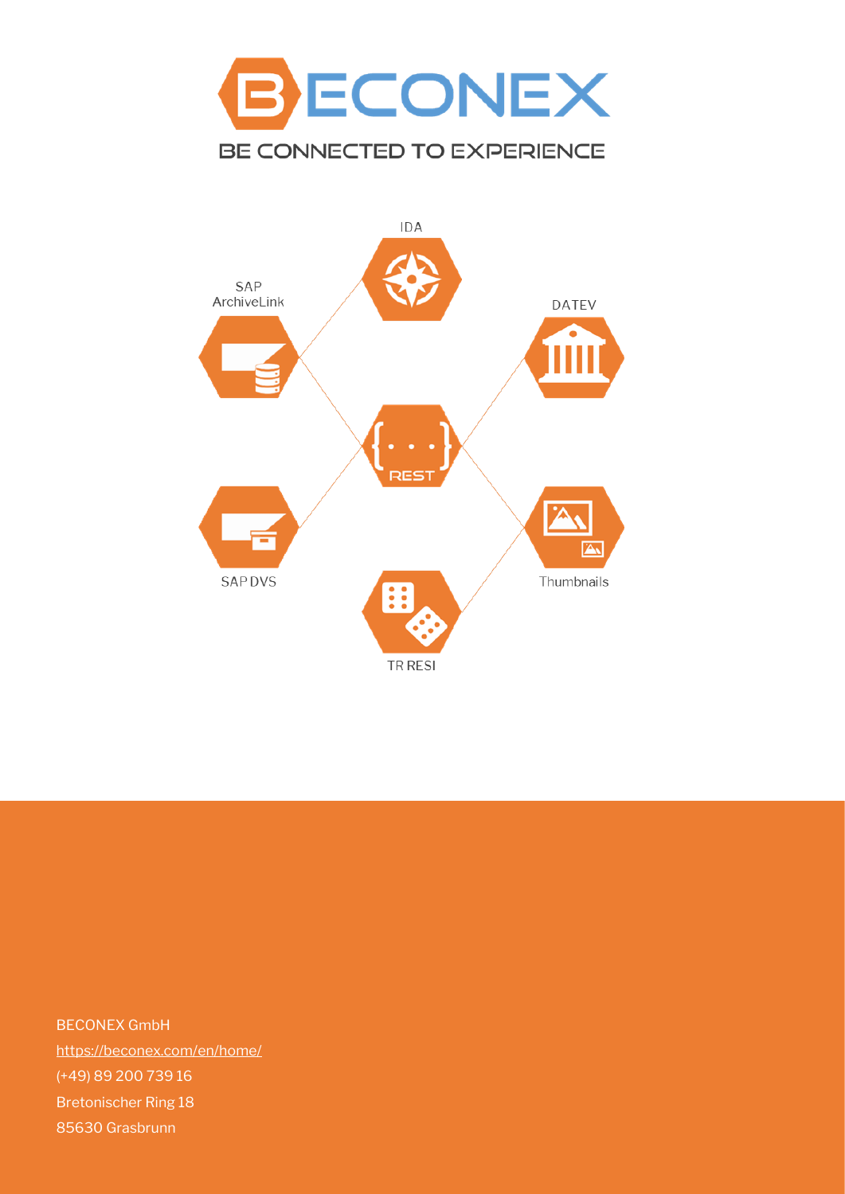BECONEX

BE CONNECTED TO EXPERIENCE

IDA

SAP ArchiveLink

DATEV

REST

SAP DVS

Thumbnails

TR RESI

BECONEX GmbH
https://beconex.com/en/home/
(+49) 89 200 739 16
Bretonischer Ring 18
85630 Grasbrunn